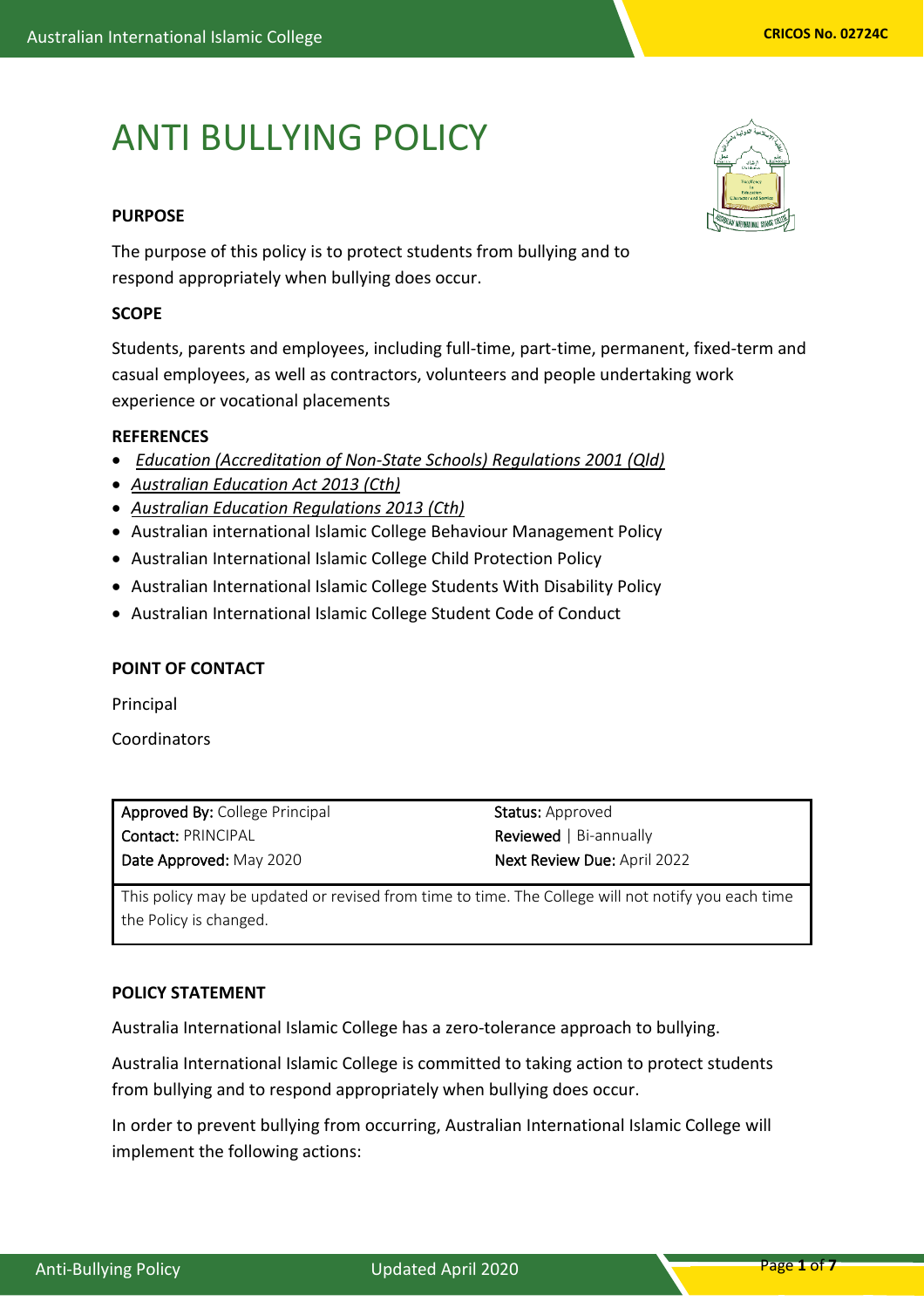# ANTI BULLYING POLICY

**PURPOSE**

The purpose of this policy is to protect students from bullying and to respond appropriately when bullying does occur.

**SCOPE**

Students, parents and employees, including full-time, part-time, permanent, fixed-term and casual employees, as well as contractors, volunteers and people undertaking work experience or vocational placements

**REFERENCES**

- *Education (Accreditation of Non-State Schools) Regulations 2001 (Qld)*
- *Australian Education Act 2013 (Cth)*
- *Australian Education Regulations 2013 (Cth)*
- Australian international Islamic College Behaviour Management Policy
- Australian International Islamic College Child Protection Policy
- Australian International Islamic College Students With Disability Policy
- Australian International Islamic College Student Code of Conduct

**POINT OF CONTACT**

Principal

Coordinators

| **Approved By:** College Principal | **Status:** Approved |
|---|---|
| **Contact:** PRINCIPAL | **Reviewed** \| Bi-annually |
| **Date Approved:** May 2020 | **Next Review Due:** April 2022 |
| This policy may be updated or revised from time to time. The College will not notify you each time the Policy is changed. | |

**POLICY STATEMENT**

Australia International Islamic College has a zero-tolerance approach to bullying.

Australia International Islamic College is committed to taking action to protect students from bullying and to respond appropriately when bullying does occur.

In order to prevent bullying from occurring, Australian International Islamic College will implement the following actions: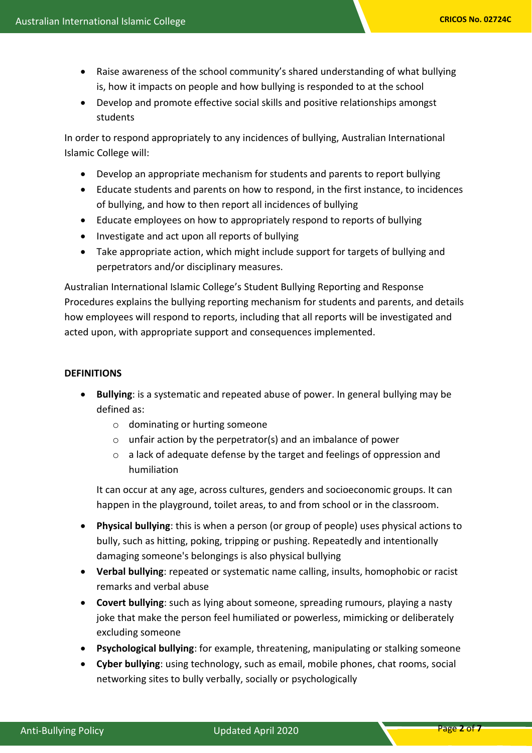- Raise awareness of the school community's shared understanding of what bullying is, how it impacts on people and how bullying is responded to at the school
- Develop and promote effective social skills and positive relationships amongst students

In order to respond appropriately to any incidences of bullying, Australian International Islamic College will:

- Develop an appropriate mechanism for students and parents to report bullying
- Educate students and parents on how to respond, in the first instance, to incidences of bullying, and how to then report all incidences of bullying
- Educate employees on how to appropriately respond to reports of bullying
- Investigate and act upon all reports of bullying
- Take appropriate action, which might include support for targets of bullying and perpetrators and/or disciplinary measures.

Australian International Islamic College's Student Bullying Reporting and Response Procedures explains the bullying reporting mechanism for students and parents, and details how employees will respond to reports, including that all reports will be investigated and acted upon, with appropriate support and consequences implemented.

**DEFINITIONS**

- **Bullying**: is a systematic and repeated abuse of power. In general bullying may be defined as:
    - dominating or hurting someone
    - unfair action by the perpetrator(s) and an imbalance of power
    - a lack of adequate defense by the target and feelings of oppression and humiliation

  It can occur at any age, across cultures, genders and socioeconomic groups. It can happen in the playground, toilet areas, to and from school or in the classroom.

- **Physical bullying**: this is when a person (or group of people) uses physical actions to bully, such as hitting, poking, tripping or pushing. Repeatedly and intentionally damaging someone's belongings is also physical bullying
- **Verbal bullying**: repeated or systematic name calling, insults, homophobic or racist remarks and verbal abuse
- **Covert bullying**: such as lying about someone, spreading rumours, playing a nasty joke that make the person feel humiliated or powerless, mimicking or deliberately excluding someone
- **Psychological bullying**: for example, threatening, manipulating or stalking someone
- **Cyber bullying**: using technology, such as email, mobile phones, chat rooms, social networking sites to bully verbally, socially or psychologically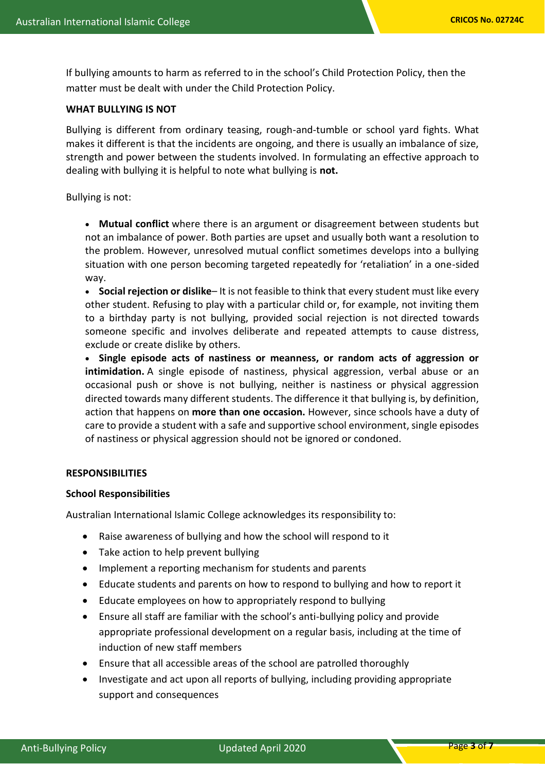If bullying amounts to harm as referred to in the school's Child Protection Policy, then the matter must be dealt with under the Child Protection Policy.

## WHAT BULLYING IS NOT

Bullying is different from ordinary teasing, rough-and-tumble or school yard fights. What makes it different is that the incidents are ongoing, and there is usually an imbalance of size, strength and power between the students involved. In formulating an effective approach to dealing with bullying it is helpful to note what bullying is **not.**

Bullying is not:

- **Mutual conflict** where there is an argument or disagreement between students but not an imbalance of power. Both parties are upset and usually both want a resolution to the problem. However, unresolved mutual conflict sometimes develops into a bullying situation with one person becoming targeted repeatedly for 'retaliation' in a one-sided way.
- **Social rejection or dislike**– It is not feasible to think that every student must like every other student. Refusing to play with a particular child or, for example, not inviting them to a birthday party is not bullying, provided social rejection is not directed towards someone specific and involves deliberate and repeated attempts to cause distress, exclude or create dislike by others.
- **Single episode acts of nastiness or meanness, or random acts of aggression or intimidation.** A single episode of nastiness, physical aggression, verbal abuse or an occasional push or shove is not bullying, neither is nastiness or physical aggression directed towards many different students. The difference it that bullying is, by definition, action that happens on **more than one occasion.** However, since schools have a duty of care to provide a student with a safe and supportive school environment, single episodes of nastiness or physical aggression should not be ignored or condoned.

## RESPONSIBILITIES

### School Responsibilities

Australian International Islamic College acknowledges its responsibility to:

- Raise awareness of bullying and how the school will respond to it
- Take action to help prevent bullying
- Implement a reporting mechanism for students and parents
- Educate students and parents on how to respond to bullying and how to report it
- Educate employees on how to appropriately respond to bullying
- Ensure all staff are familiar with the school's anti-bullying policy and provide appropriate professional development on a regular basis, including at the time of induction of new staff members
- Ensure that all accessible areas of the school are patrolled thoroughly
- Investigate and act upon all reports of bullying, including providing appropriate support and consequences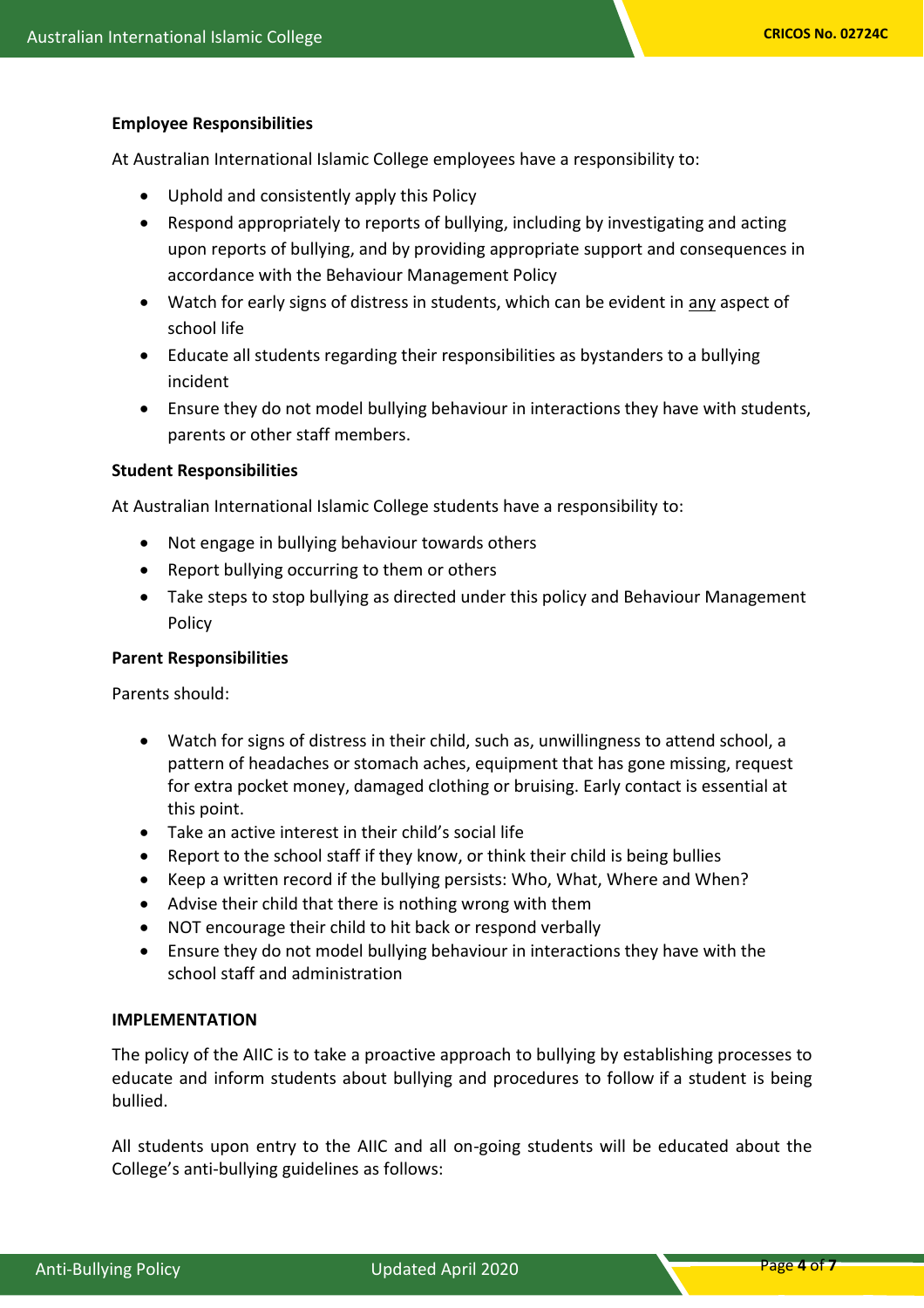**Employee Responsibilities**

At Australian International Islamic College employees have a responsibility to:

- Uphold and consistently apply this Policy
- Respond appropriately to reports of bullying, including by investigating and acting upon reports of bullying, and by providing appropriate support and consequences in accordance with the Behaviour Management Policy
- Watch for early signs of distress in students, which can be evident in any aspect of school life
- Educate all students regarding their responsibilities as bystanders to a bullying incident
- Ensure they do not model bullying behaviour in interactions they have with students, parents or other staff members.

**Student Responsibilities**

At Australian International Islamic College students have a responsibility to:

- Not engage in bullying behaviour towards others
- Report bullying occurring to them or others
- Take steps to stop bullying as directed under this policy and Behaviour Management Policy

**Parent Responsibilities**

Parents should:

- Watch for signs of distress in their child, such as, unwillingness to attend school, a pattern of headaches or stomach aches, equipment that has gone missing, request for extra pocket money, damaged clothing or bruising. Early contact is essential at this point.
- Take an active interest in their child's social life
- Report to the school staff if they know, or think their child is being bullies
- Keep a written record if the bullying persists: Who, What, Where and When?
- Advise their child that there is nothing wrong with them
- NOT encourage their child to hit back or respond verbally
- Ensure they do not model bullying behaviour in interactions they have with the school staff and administration

**IMPLEMENTATION**

The policy of the AIIC is to take a proactive approach to bullying by establishing processes to educate and inform students about bullying and procedures to follow if a student is being bullied.

All students upon entry to the AIIC and all on-going students will be educated about the College's anti-bullying guidelines as follows: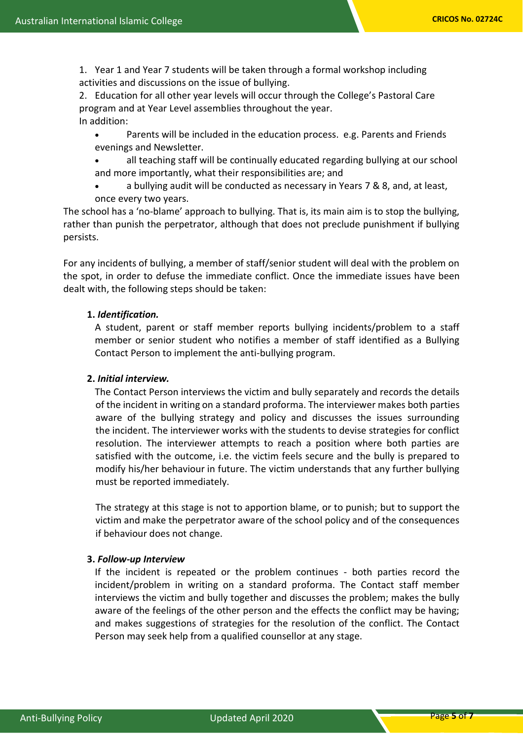1. Year 1 and Year 7 students will be taken through a formal workshop including activities and discussions on the issue of bullying.
2. Education for all other year levels will occur through the College's Pastoral Care program and at Year Level assemblies throughout the year.

In addition:

- Parents will be included in the education process. e.g. Parents and Friends evenings and Newsletter.
- all teaching staff will be continually educated regarding bullying at our school and more importantly, what their responsibilities are; and
- a bullying audit will be conducted as necessary in Years 7 & 8, and, at least, once every two years.

The school has a 'no-blame' approach to bullying. That is, its main aim is to stop the bullying, rather than punish the perpetrator, although that does not preclude punishment if bullying persists.

For any incidents of bullying, a member of staff/senior student will deal with the problem on the spot, in order to defuse the immediate conflict. Once the immediate issues have been dealt with, the following steps should be taken:

1. ***Identification.***
   A student, parent or staff member reports bullying incidents/problem to a staff member or senior student who notifies a member of staff identified as a Bullying Contact Person to implement the anti-bullying program.

2. ***Initial interview.***
   The Contact Person interviews the victim and bully separately and records the details of the incident in writing on a standard proforma. The interviewer makes both parties aware of the bullying strategy and policy and discusses the issues surrounding the incident. The interviewer works with the students to devise strategies for conflict resolution. The interviewer attempts to reach a position where both parties are satisfied with the outcome, i.e. the victim feels secure and the bully is prepared to modify his/her behaviour in future. The victim understands that any further bullying must be reported immediately.

   The strategy at this stage is not to apportion blame, or to punish; but to support the victim and make the perpetrator aware of the school policy and of the consequences if behaviour does not change.

3. ***Follow-up Interview***
   If the incident is repeated or the problem continues - both parties record the incident/problem in writing on a standard proforma. The Contact staff member interviews the victim and bully together and discusses the problem; makes the bully aware of the feelings of the other person and the effects the conflict may be having; and makes suggestions of strategies for the resolution of the conflict. The Contact Person may seek help from a qualified counsellor at any stage.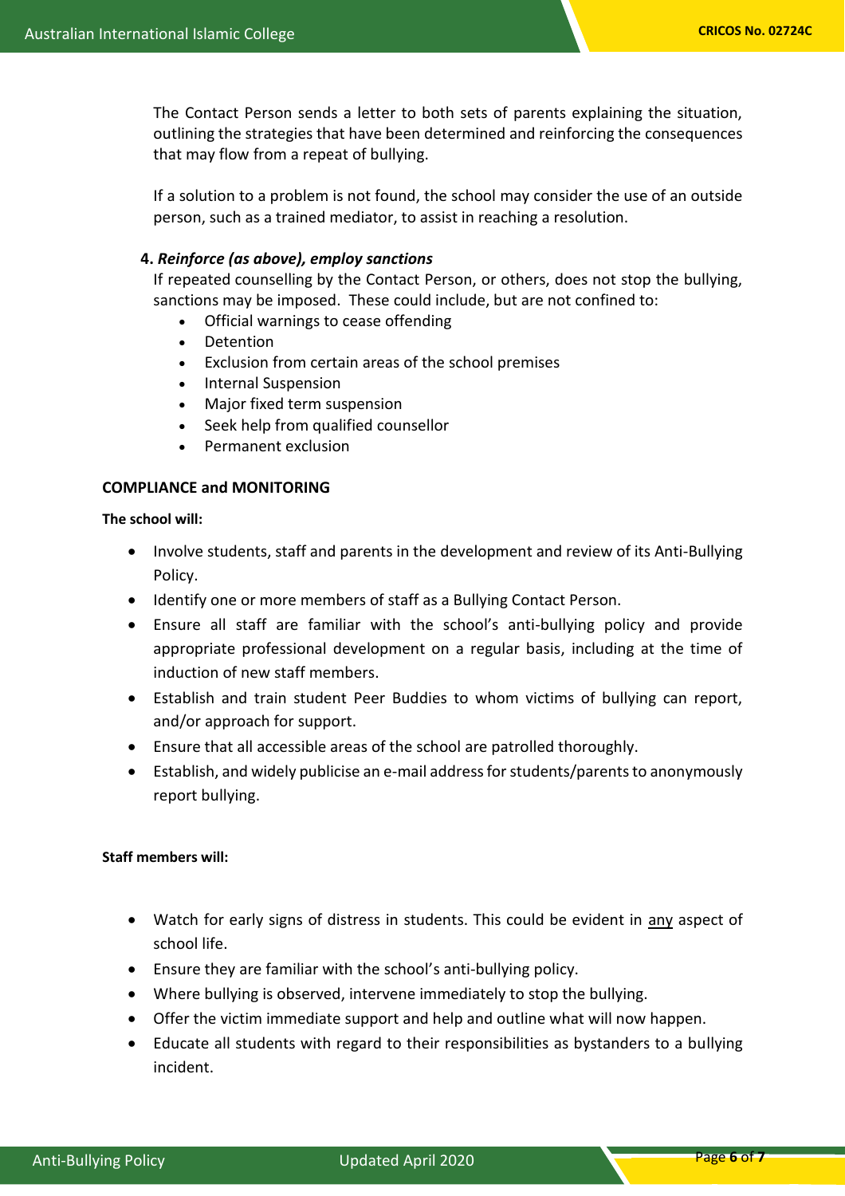The Contact Person sends a letter to both sets of parents explaining the situation, outlining the strategies that have been determined and reinforcing the consequences that may flow from a repeat of bullying.

If a solution to a problem is not found, the school may consider the use of an outside person, such as a trained mediator, to assist in reaching a resolution.

**4.** ***Reinforce (as above), employ sanctions***

If repeated counselling by the Contact Person, or others, does not stop the bullying, sanctions may be imposed. These could include, but are not confined to:

- Official warnings to cease offending
- Detention
- Exclusion from certain areas of the school premises
- Internal Suspension
- Major fixed term suspension
- Seek help from qualified counsellor
- Permanent exclusion

## COMPLIANCE and MONITORING

**The school will:**

- Involve students, staff and parents in the development and review of its Anti-Bullying Policy.
- Identify one or more members of staff as a Bullying Contact Person.
- Ensure all staff are familiar with the school's anti-bullying policy and provide appropriate professional development on a regular basis, including at the time of induction of new staff members.
- Establish and train student Peer Buddies to whom victims of bullying can report, and/or approach for support.
- Ensure that all accessible areas of the school are patrolled thoroughly.
- Establish, and widely publicise an e-mail address for students/parents to anonymously report bullying.

**Staff members will:**

- Watch for early signs of distress in students. This could be evident in <u>any</u> aspect of school life.
- Ensure they are familiar with the school's anti-bullying policy.
- Where bullying is observed, intervene immediately to stop the bullying.
- Offer the victim immediate support and help and outline what will now happen.
- Educate all students with regard to their responsibilities as bystanders to a bullying incident.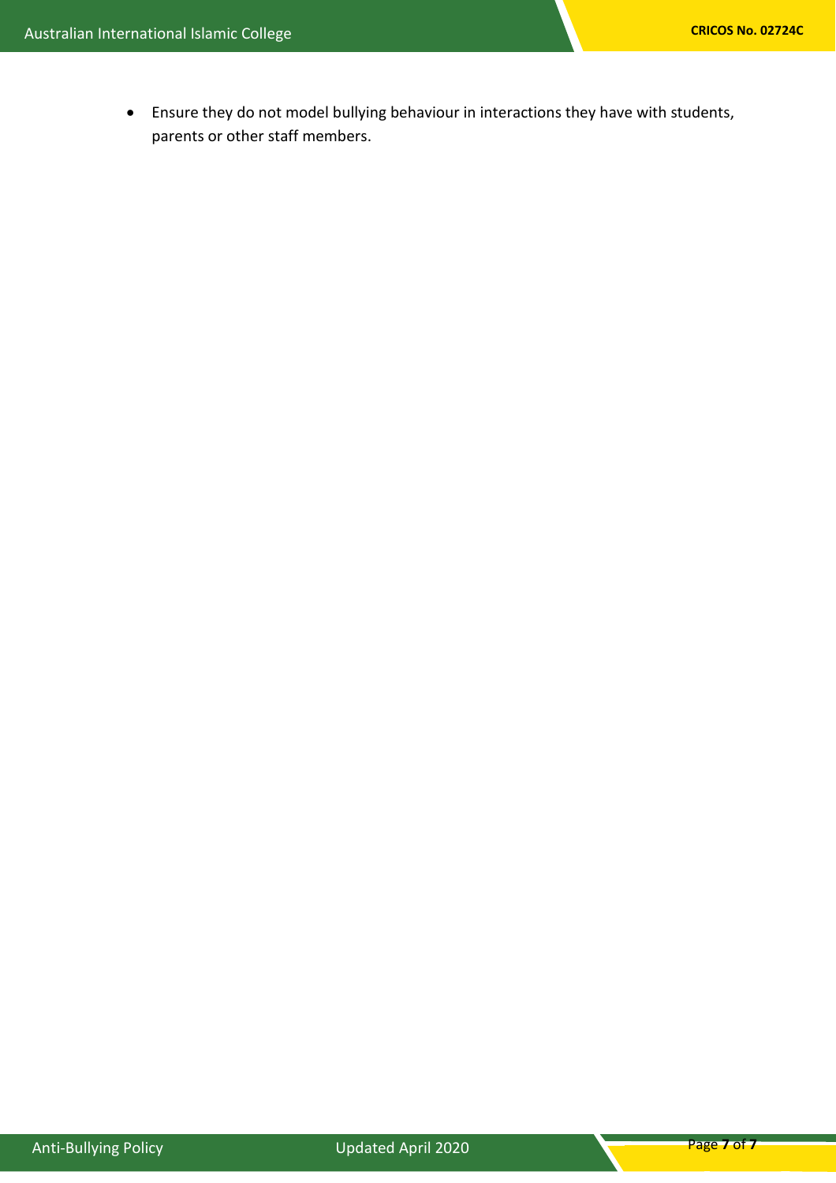- Ensure they do not model bullying behaviour in interactions they have with students, parents or other staff members.